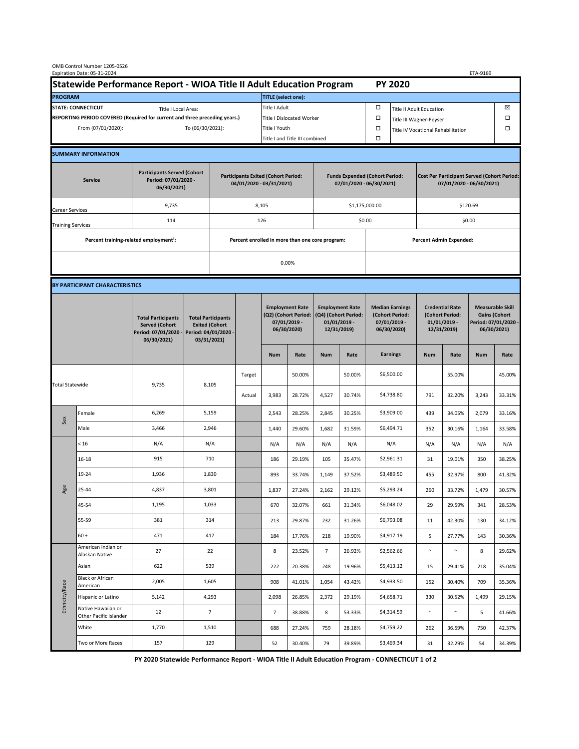OMB Control Number 1205-0526
Expiration Date: 05-31-2024

ETA-9169

# Statewide Performance Report - WIOA Title II Adult Education Program PY 2020

| PROGRAM | | TITLE (select one): | | | |
|---|---|---|---|---|---|
| STATE: CONNECTICUT | Title I Local Area: | Title I Adult | ☐ | Title II Adult Education | ☒ |
| REPORTING PERIOD COVERED (Required for current and three preceding years.) | | Title I Dislocated Worker | ☐ | Title III Wagner-Peyser | ☐ |
| From (07/01/2020): | To (06/30/2021): | Title I Youth | ☐ | Title IV Vocational Rehabilitation | ☐ |
| | | Title I and Title III combined | ☐ | | |

## SUMMARY INFORMATION

| Service | Participants Served (Cohort Period: 07/01/2020 - 06/30/2021) | Participants Exited (Cohort Period: 04/01/2020 - 03/31/2021) | Funds Expended (Cohort Period: 07/01/2020 - 06/30/2021) | Cost Per Participant Served (Cohort Period: 07/01/2020 - 06/30/2021) |
|---|---|---|---|---|
| Career Services | 9,735 | 8,105 | $1,175,000.00 | $120.69 |
| Training Services | 114 | 126 | $0.00 | $0.00 |

| Percent training-related employment[1]: | Percent enrolled in more than one core program: | Percent Admin Expended: |
|---|---|---|
| | 0.00% | |

## BY PARTICIPANT CHARACTERISTICS

| | | Total Participants Served (Cohort Period: 07/01/2020 - 06/30/2021) | Total Participants Exited (Cohort Period: 04/01/2020 - 03/31/2021) | | Employment Rate (Q2) (Cohort Period: 07/01/2019 - 06/30/2020) | | Employment Rate (Q4) (Cohort Period: 01/01/2019 - 12/31/2019) | | Median Earnings (Cohort Period: 07/01/2019 - 06/30/2020) | Credential Rate (Cohort Period: 01/01/2019 - 12/31/2019) | | Measurable Skill Gains (Cohort Period: 07/01/2020 - 06/30/2021) | |
|---|---|---|---|---|---|---|---|---|---|---|---|---|---|
| | | | | | Num | Rate | Num | Rate | Earnings | Num | Rate | Num | Rate |
| Total Statewide | | 9,735 | 8,105 | Target | | 50.00% | | 50.00% | $6,500.00 | | 55.00% | | 45.00% |
| | | | | Actual | 3,983 | 28.72% | 4,527 | 30.74% | $4,738.80 | 791 | 32.20% | 3,243 | 33.31% |
| Sex | Female | 6,269 | 5,159 | | 2,543 | 28.25% | 2,845 | 30.25% | $3,909.00 | 439 | 34.05% | 2,079 | 33.16% |
| | Male | 3,466 | 2,946 | | 1,440 | 29.60% | 1,682 | 31.59% | $6,494.71 | 352 | 30.16% | 1,164 | 33.58% |
| Age | < 16 | N/A | N/A | | N/A | N/A | N/A | N/A | N/A | N/A | N/A | N/A | N/A |
| | 16-18 | 915 | 710 | | 186 | 29.19% | 105 | 35.47% | $2,961.31 | 31 | 19.01% | 350 | 38.25% |
| | 19-24 | 1,936 | 1,830 | | 893 | 33.74% | 1,149 | 37.52% | $3,489.50 | 455 | 32.97% | 800 | 41.32% |
| | 25-44 | 4,837 | 3,801 | | 1,837 | 27.24% | 2,162 | 29.12% | $5,293.24 | 260 | 33.72% | 1,479 | 30.57% |
| | 45-54 | 1,195 | 1,033 | | 670 | 32.07% | 661 | 31.34% | $6,048.02 | 29 | 29.59% | 341 | 28.53% |
| | 55-59 | 381 | 314 | | 213 | 29.87% | 232 | 31.26% | $6,793.08 | 11 | 42.30% | 130 | 34.12% |
| | 60 + | 471 | 417 | | 184 | 17.76% | 218 | 19.90% | $4,917.19 | 5 | 27.77% | 143 | 30.36% |
| Ethnicity/Race | American Indian or Alaskan Native | 27 | 22 | | 8 | 23.52% | 7 | 26.92% | $2,562.66 | ~ | ~ | 8 | 29.62% |
| | Asian | 622 | 539 | | 222 | 20.38% | 248 | 19.96% | $5,413.12 | 15 | 29.41% | 218 | 35.04% |
| | Black or African American | 2,005 | 1,605 | | 908 | 41.01% | 1,054 | 43.42% | $4,933.50 | 152 | 30.40% | 709 | 35.36% |
| | Hispanic or Latino | 5,142 | 4,293 | | 2,098 | 26.85% | 2,372 | 29.19% | $4,658.71 | 330 | 30.52% | 1,499 | 29.15% |
| | Native Hawaiian or Other Pacific Islander | 12 | 7 | | 7 | 38.88% | 8 | 53.33% | $4,314.59 | ~ | ~ | 5 | 41.66% |
| | White | 1,770 | 1,510 | | 688 | 27.24% | 759 | 28.18% | $4,759.22 | 262 | 36.59% | 750 | 42.37% |
| | Two or More Races | 157 | 129 | | 52 | 30.40% | 79 | 39.89% | $3,469.34 | 31 | 32.29% | 54 | 34.39% |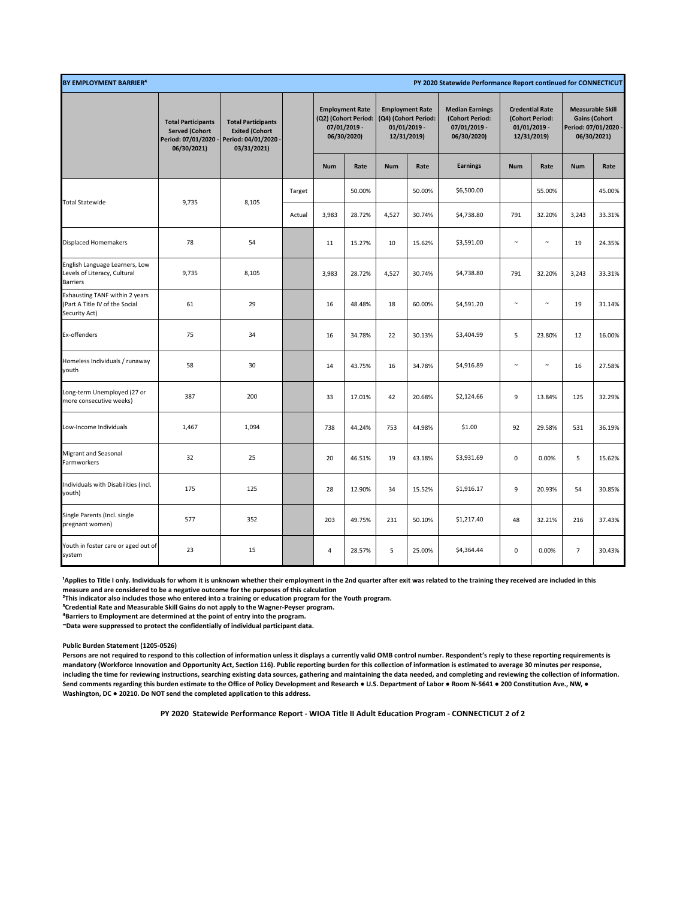| BY EMPLOYMENT BARRIER[4] | | | | PY 2020 Statewide Performance Report continued for CONNECTICUT | | | | | | | | | |
|---|---|---|---|---|---|---|---|---|---|---|---|---|---|
| | Total Participants Served (Cohort Period: 07/01/2020 - 06/30/2021) | Total Participants Exited (Cohort Period: 04/01/2020 - 03/31/2021) | | Employment Rate (Q2) (Cohort Period: 07/01/2019 - 06/30/2020) | | Employment Rate (Q4) (Cohort Period: 01/01/2019 - 12/31/2019) | | Median Earnings (Cohort Period: 07/01/2019 - 06/30/2020) | Credential Rate (Cohort Period: 01/01/2019 - 12/31/2019) | | Measurable Skill Gains (Cohort Period: 07/01/2020 - 06/30/2021) | |
| | | | | Num | Rate | Num | Rate | Earnings | Num | Rate | Num | Rate |
| Total Statewide | 9,735 | 8,105 | Target | | 50.00% | | 50.00% | $6,500.00 | | 55.00% | | 45.00% |
| | | | Actual | 3,983 | 28.72% | 4,527 | 30.74% | $4,738.80 | 791 | 32.20% | 3,243 | 33.31% |
| Displaced Homemakers | 78 | 54 | | 11 | 15.27% | 10 | 15.62% | $3,591.00 | ~ | ~ | 19 | 24.35% |
| English Language Learners, Low Levels of Literacy, Cultural Barriers | 9,735 | 8,105 | | 3,983 | 28.72% | 4,527 | 30.74% | $4,738.80 | 791 | 32.20% | 3,243 | 33.31% |
| Exhausting TANF within 2 years (Part A Title IV of the Social Security Act) | 61 | 29 | | 16 | 48.48% | 18 | 60.00% | $4,591.20 | ~ | ~ | 19 | 31.14% |
| Ex-offenders | 75 | 34 | | 16 | 34.78% | 22 | 30.13% | $3,404.99 | 5 | 23.80% | 12 | 16.00% |
| Homeless Individuals / runaway youth | 58 | 30 | | 14 | 43.75% | 16 | 34.78% | $4,916.89 | ~ | ~ | 16 | 27.58% |
| Long-term Unemployed (27 or more consecutive weeks) | 387 | 200 | | 33 | 17.01% | 42 | 20.68% | $2,124.66 | 9 | 13.84% | 125 | 32.29% |
| Low-Income Individuals | 1,467 | 1,094 | | 738 | 44.24% | 753 | 44.98% | $1.00 | 92 | 29.58% | 531 | 36.19% |
| Migrant and Seasonal Farmworkers | 32 | 25 | | 20 | 46.51% | 19 | 43.18% | $3,931.69 | 0 | 0.00% | 5 | 15.62% |
| Individuals with Disabilities (incl. youth) | 175 | 125 | | 28 | 12.90% | 34 | 15.52% | $1,916.17 | 9 | 20.93% | 54 | 30.85% |
| Single Parents (Incl. single pregnant women) | 577 | 352 | | 203 | 49.75% | 231 | 50.10% | $1,217.40 | 48 | 32.21% | 216 | 37.43% |
| Youth in foster care or aged out of system | 23 | 15 | | 4 | 28.57% | 5 | 25.00% | $4,364.44 | 0 | 0.00% | 7 | 30.43% |

**[1]Applies to Title I only. Individuals for whom it is unknown whether their employment in the 2nd quarter after exit was related to the training they received are included in this measure and are considered to be a negative outcome for the purposes of this calculation**

**[2]This indicator also includes those who entered into a training or education program for the Youth program.**

**[3]Credential Rate and Measurable Skill Gains do not apply to the Wagner-Peyser program.**

**[4]Barriers to Employment are determined at the point of entry into the program.**

**~Data were suppressed to protect the confidentially of individual participant data.**

**Public Burden Statement (1205-0526)**

**Persons are not required to respond to this collection of information unless it displays a currently valid OMB control number. Respondent's reply to these reporting requirements is mandatory (Workforce Innovation and Opportunity Act, Section 116). Public reporting burden for this collection of information is estimated to average 30 minutes per response, including the time for reviewing instructions, searching existing data sources, gathering and maintaining the data needed, and completing and reviewing the collection of information. Send comments regarding this burden estimate to the Office of Policy Development and Research ● U.S. Department of Labor ● Room N-5641 ● 200 Constitution Ave., NW, ● Washington, DC ● 20210. Do NOT send the completed application to this address.**

**PY 2020 Statewide Performance Report - WIOA Title II Adult Education Program - CONNECTICUT 2 of 2**